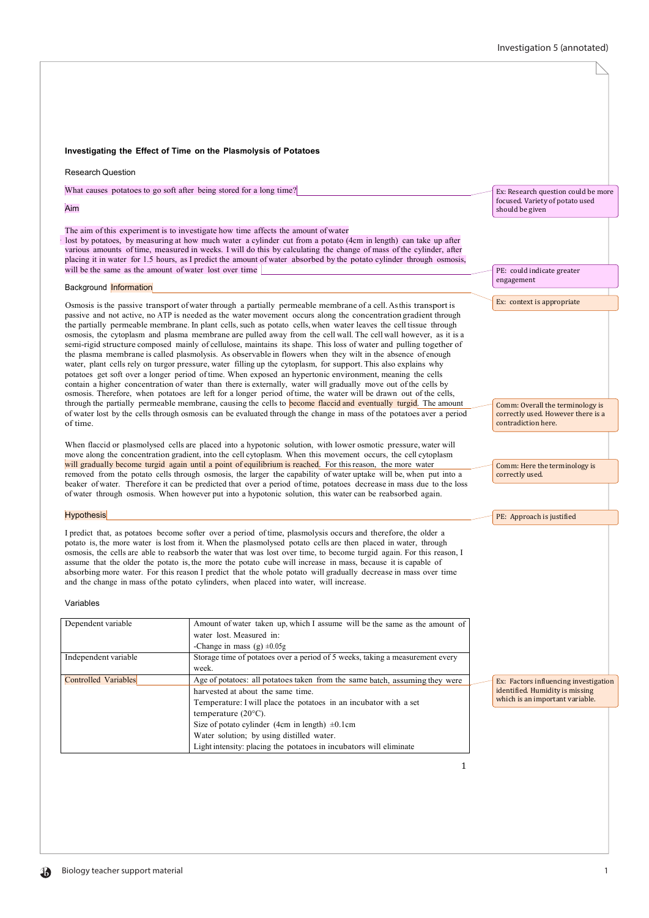### Investigating the Effect of Time on the Plasmolysis of Potatoes

#### Research Question

What causes potatoes to go soft after being stored for a long time?

> Ex: Research question could be more focused. Variety of potato used should be given

#### Aim

The aim of this experiment is to investigate how time affects the amount of water lost by potatoes, by measuring at how much water a cylinder cut from a potato (4cm in length) can take up after various amounts of time, measured in weeks. I will do this by calculating the change of mass of the cylinder, after placing it in water for 1.5 hours, as I predict the amount of water absorbed by the potato cylinder through osmosis, will be the same as the amount of water lost over time

> PE: could indicate greater engagement

#### Background Information

> Ex: context is appropriate

Osmosis is the passive transport of water through a partially permeable membrane of a cell. As this transport is passive and not active, no ATP is needed as the water movement occurs along the concentration gradient through the partially permeable membrane. In plant cells, such as potato cells, when water leaves the cell tissue through osmosis, the cytoplasm and plasma membrane are pulled away from the cell wall. The cell wall however, as it is a semi-rigid structure composed mainly of cellulose, maintains its shape. This loss of water and pulling together of the plasma membrane is called plasmolysis. As observable in flowers when they wilt in the absence of enough water, plant cells rely on turgor pressure, water filling up the cytoplasm, for support. This also explains why potatoes get soft over a longer period of time. When exposed an hypertonic environment, meaning the cells contain a higher concentration of water than there is externally, water will gradually move out of the cells by osmosis. Therefore, when potatoes are left for a longer period of time, the water will be drawn out of the cells, through the partially permeable membrane, causing the cells to become flaccid and eventually turgid. The amount of water lost by the cells through osmosis can be evaluated through the change in mass of the potatoes aver a period of time.

> Comm: Overall the terminology is correctly used. However there is a contradiction here.

When flaccid or plasmolysed cells are placed into a hypotonic solution, with lower osmotic pressure, water will move along the concentration gradient, into the cell cytoplasm. When this movement occurs, the cell cytoplasm will gradually become turgid again until a point of equilibrium is reached. For this reason, the more water removed from the potato cells through osmosis, the larger the capability of water uptake will be, when put into a beaker of water. Therefore it can be predicted that over a period of time, potatoes decrease in mass due to the loss of water through osmosis. When however put into a hypotonic solution, this water can be reabsorbed again.

> Comm: Here the terminology is correctly used.

#### Hypothesis

> PE: Approach is justified

I predict that, as potatoes become softer over a period of time, plasmolysis occurs and therefore, the older a potato is, the more water is lost from it. When the plasmolysed potato cells are then placed in water, through osmosis, the cells are able to reabsorb the water that was lost over time, to become turgid again. For this reason, I assume that the older the potato is, the more the potato cube will increase in mass, because it is capable of absorbing more water. For this reason I predict that the whole potato will gradually decrease in mass over time and the change in mass of the potato cylinders, when placed into water, will increase.

#### Variables

| | |
|---|---|
| Dependent variable | Amount of water taken up, which I assume will be the same as the amount of water lost. Measured in:<br>-Change in mass (g) ±0.05g |
| Independent variable | Storage time of potatoes over a period of 5 weeks, taking a measurement every week. |
| Controlled Variables | Age of potatoes: all potatoes taken from the same batch, assuming they were harvested at about the same time.<br>Temperature: I will place the potatoes in an incubator with a set temperature (20°C).<br>Size of potato cylinder (4cm in length) ±0.1cm<br>Water solution; by using distilled water.<br>Light intensity: placing the potatoes in incubators will eliminate |

> Ex: Factors influencing investigation identified. Humidity is missing which is an important variable.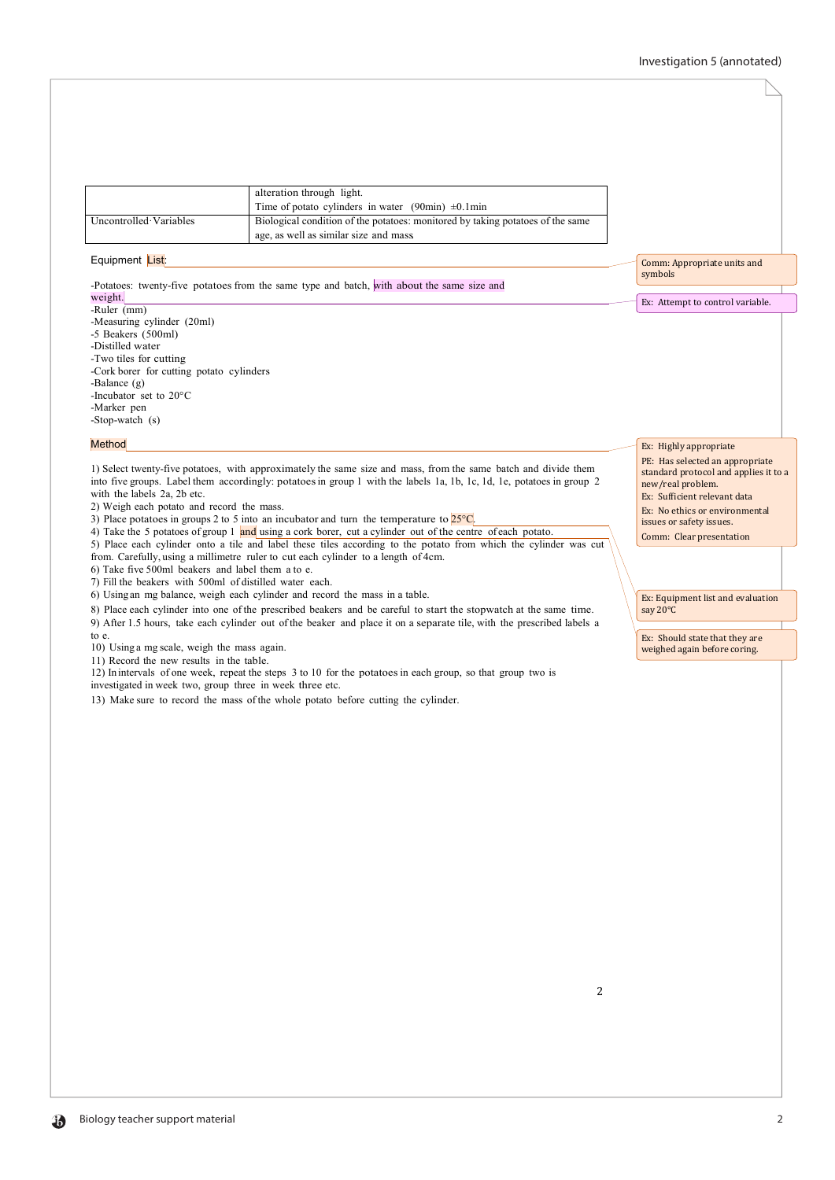| | |
|---|---|
| | alteration through light.<br>Time of potato cylinders in water (90min) ±0.1min |
| Uncontrolled·Variables | Biological condition of the potatoes: monitored by taking potatoes of the same age, as well as similar size and mass |

Equipment List:

> Comm: Appropriate units and symbols

-Potatoes: twenty-five potatoes from the same type and batch, with about the same size and weight.

> Ex: Attempt to control variable.

-Ruler (mm)
-Measuring cylinder (20ml)
-5 Beakers (500ml)
-Distilled water
-Two tiles for cutting
-Cork borer for cutting potato cylinders
-Balance (g)
-Incubator set to 20°C
-Marker pen
-Stop-watch (s)

Method

> Ex: Highly appropriate
> PE: Has selected an appropriate standard protocol and applies it to a new/real problem.
> Ex: Sufficient relevant data
> Ex: No ethics or environmental issues or safety issues.
> Comm: Clear presentation

1) Select twenty-five potatoes, with approximately the same size and mass, from the same batch and divide them into five groups. Label them accordingly: potatoes in group 1 with the labels 1a, 1b, 1c, 1d, 1e, potatoes in group 2 with the labels 2a, 2b etc.
2) Weigh each potato and record the mass.
3) Place potatoes in groups 2 to 5 into an incubator and turn the temperature to 25°C.

> Ex: Equipment list and evaluation say 20°C

4) Take the 5 potatoes of group 1 and using a cork borer, cut a cylinder out of the centre of each potato.

> Ex: Should state that they are weighed again before coring.

5) Place each cylinder onto a tile and label these tiles according to the potato from which the cylinder was cut from. Carefully, using a millimetre ruler to cut each cylinder to a length of 4cm.
6) Take five 500ml beakers and label them a to e.
7) Fill the beakers with 500ml of distilled water each.
6) Using an mg balance, weigh each cylinder and record the mass in a table.
8) Place each cylinder into one of the prescribed beakers and be careful to start the stopwatch at the same time.
9) After 1.5 hours, take each cylinder out of the beaker and place it on a separate tile, with the prescribed labels a to e.
10) Using a mg scale, weigh the mass again.
11) Record the new results in the table.
12) In intervals of one week, repeat the steps 3 to 10 for the potatoes in each group, so that group two is investigated in week two, group three in week three etc.
13) Make sure to record the mass of the whole potato before cutting the cylinder.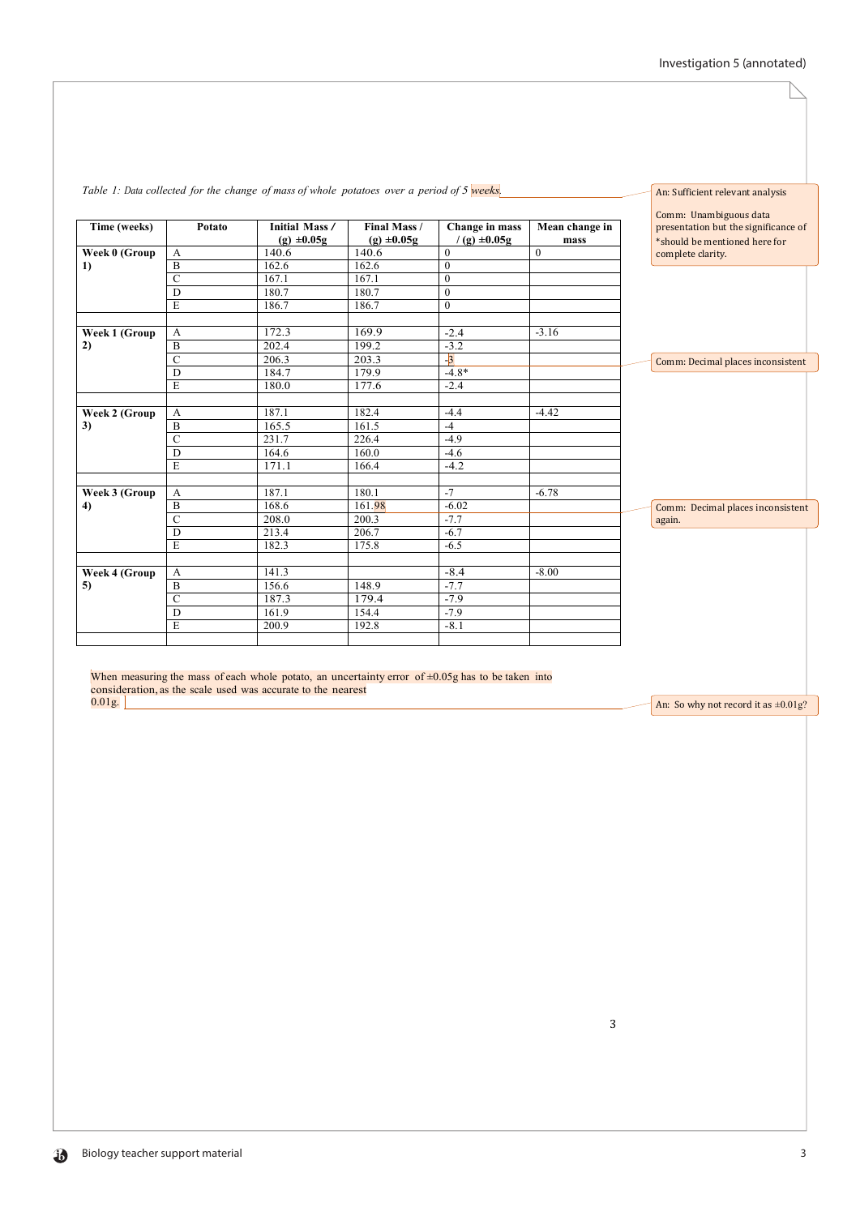*Table 1: Data collected for the change of mass of whole potatoes over a period of 5 weeks.*

> An: Sufficient relevant analysis
>
> Comm: Unambiguous data presentation but the significance of *should be mentioned here for complete clarity.

| Time (weeks) | Potato | Initial Mass / (g) ±0.05g | Final Mass / (g) ±0.05g | Change in mass / (g) ±0.05g | Mean change in mass |
|---|---|---|---|---|---|
| Week 0 (Group 1) | A | 140.6 | 140.6 | 0 | 0 |
| | B | 162.6 | 162.6 | 0 | |
| | C | 167.1 | 167.1 | 0 | |
| | D | 180.7 | 180.7 | 0 | |
| | E | 186.7 | 186.7 | 0 | |
| | | | | | |
| Week 1 (Group 2) | A | 172.3 | 169.9 | -2.4 | -3.16 |
| | B | 202.4 | 199.2 | -3.2 | |
| | C | 206.3 | 203.3 | -3 | |
| | D | 184.7 | 179.9 | -4.8* | |
| | E | 180.0 | 177.6 | -2.4 | |
| | | | | | |
| Week 2 (Group 3) | A | 187.1 | 182.4 | -4.4 | -4.42 |
| | B | 165.5 | 161.5 | -4 | |
| | C | 231.7 | 226.4 | -4.9 | |
| | D | 164.6 | 160.0 | -4.6 | |
| | E | 171.1 | 166.4 | -4.2 | |
| | | | | | |
| Week 3 (Group 4) | A | 187.1 | 180.1 | -7 | -6.78 |
| | B | 168.6 | 161.98 | -6.02 | |
| | C | 208.0 | 200.3 | -7.7 | |
| | D | 213.4 | 206.7 | -6.7 | |
| | E | 182.3 | 175.8 | -6.5 | |
| | | | | | |
| Week 4 (Group 5) | A | 141.3 | | -8.4 | -8.00 |
| | B | 156.6 | 148.9 | -7.7 | |
| | C | 187.3 | 179.4 | -7.9 | |
| | D | 161.9 | 154.4 | -7.9 | |
| | E | 200.9 | 192.8 | -8.1 | |
| | | | | | |

> Comm: Decimal places inconsistent

> Comm: Decimal places inconsistent again.

When measuring the mass of each whole potato, an uncertainty error of ±0.05g has to be taken into consideration, as the scale used was accurate to the nearest 0.01g.

> An: So why not record it as ±0.01g?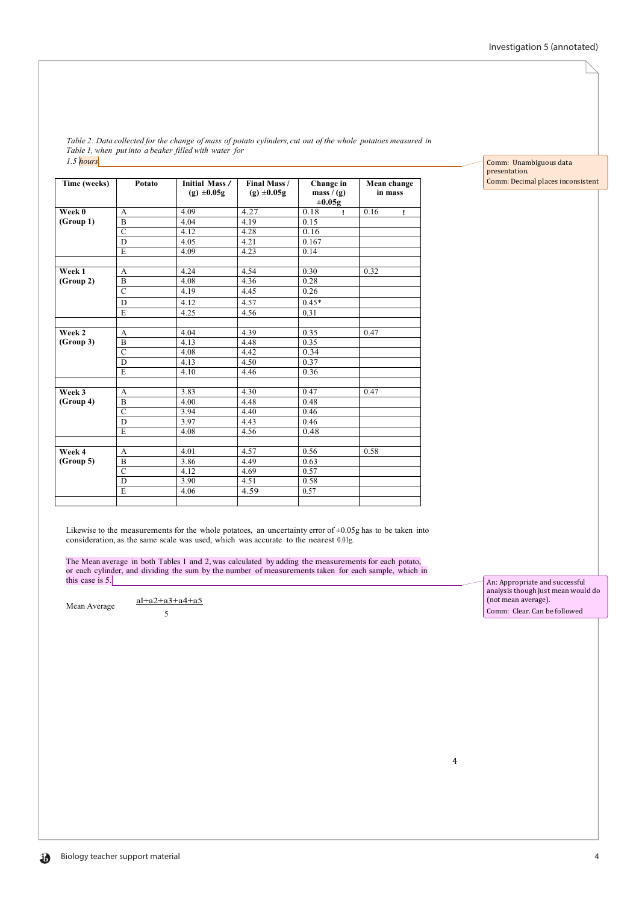*Table 2: Data collected for the change of mass of potato cylinders, cut out of the whole potatoes measured in Table 1, when put into a beaker filled with water for 1.5 hours*

Comm: Unambiguous data presentation.
Comm: Decimal places inconsistent

| Time (weeks) | Potato | Initial Mass / (g) ±0.05g | Final Mass / (g) ±0.05g | Change in mass / (g) ±0.05g | Mean change in mass |
|---|---|---|---|---|---|
| **Week 0 (Group 1)** | A | 4.09 | 4.27 | 0.18 ! | 0.16 ! |
| | B | 4.04 | 4.19 | 0.15 | |
| | C | 4.12 | 4.28 | 0.16 | |
| | D | 4.05 | 4.21 | 0.167 | |
| | E | 4.09 | 4.23 | 0.14 | |
| | | | | | |
| **Week 1 (Group 2)** | A | 4.24 | 4.54 | 0.30 | 0.32 |
| | B | 4.08 | 4.36 | 0.28 | |
| | C | 4.19 | 4.45 | 0.26 | |
| | D | 4.12 | 4.57 | 0.45* | |
| | E | 4.25 | 4.56 | 0,31 | |
| | | | | | |
| **Week 2 (Group 3)** | A | 4.04 | 4.39 | 0.35 | 0.47 |
| | B | 4.13 | 4.48 | 0.35 | |
| | C | 4.08 | 4.42 | 0.34 | |
| | D | 4.13 | 4.50 | 0.37 | |
| | E | 4.10 | 4.46 | 0.36 | |
| | | | | | |
| **Week 3 (Group 4)** | A | 3.83 | 4.30 | 0.47 | 0.47 |
| | B | 4.00 | 4.48 | 0.48 | |
| | C | 3.94 | 4.40 | 0.46 | |
| | D | 3.97 | 4.43 | 0.46 | |
| | E | 4.08 | 4.56 | 0.48 | |
| | | | | | |
| **Week 4 (Group 5)** | A | 4.01 | 4.57 | 0.56 | 0.58 |
| | B | 3.86 | 4.49 | 0.63 | |
| | C | 4.12 | 4.69 | 0.57 | |
| | D | 3.90 | 4.51 | 0.58 | |
| | E | 4.06 | 4.59 | 0.57 | |
| | | | | | |

Likewise to the measurements for the whole potatoes, an uncertainty error of ±0.05g has to be taken into consideration, as the same scale was used, which was accurate to the nearest 0.01g.

The Mean average in both Tables 1 and 2, was calculated by adding the measurements for each potato, or each cylinder, and dividing the sum by the number of measurements taken for each sample, which in this case is 5.

An: Appropriate and successful analysis though just mean would do (not mean average).
Comm: Clear. Can be followed

Mean Average $\frac{a1+a2+a3+a4+a5}{5}$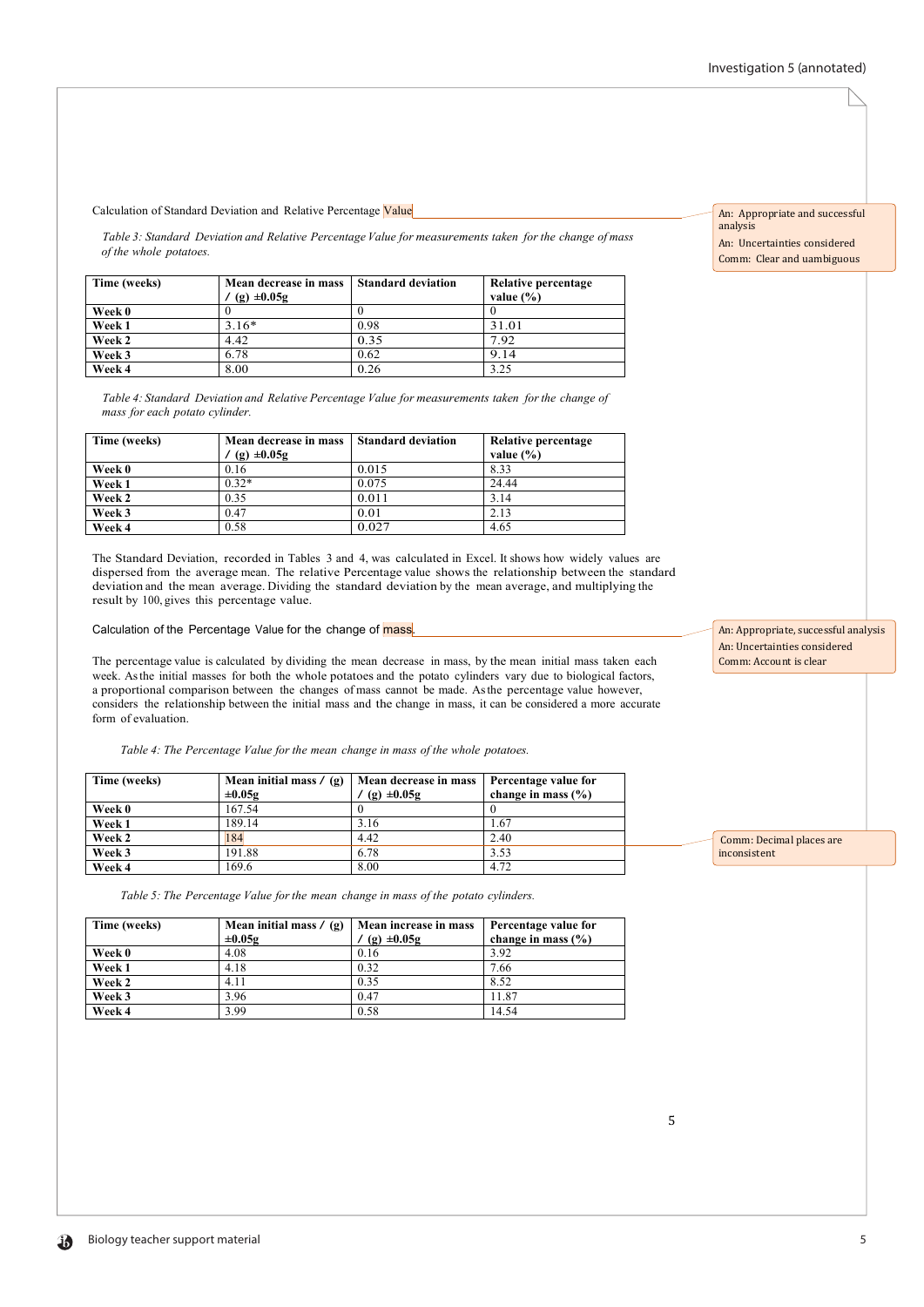Calculation of Standard Deviation and Relative Percentage Value

> An: Appropriate and successful analysis
> An: Uncertainties considered
> Comm: Clear and uambiguous

*Table 3: Standard Deviation and Relative Percentage Value for measurements taken for the change of mass of the whole potatoes.*

| Time (weeks) | Mean decrease in mass / (g) ±0.05g | Standard deviation | Relative percentage value (%) |
|---|---|---|---|
| Week 0 | 0 | 0 | 0 |
| Week 1 | 3.16* | 0.98 | 31.01 |
| Week 2 | 4.42 | 0.35 | 7.92 |
| Week 3 | 6.78 | 0.62 | 9.14 |
| Week 4 | 8.00 | 0.26 | 3.25 |

*Table 4: Standard Deviation and Relative Percentage Value for measurements taken for the change of mass for each potato cylinder.*

| Time (weeks) | Mean decrease in mass / (g) ±0.05g | Standard deviation | Relative percentage value (%) |
|---|---|---|---|
| Week 0 | 0.16 | 0.015 | 8.33 |
| Week 1 | 0.32* | 0.075 | 24.44 |
| Week 2 | 0.35 | 0.011 | 3.14 |
| Week 3 | 0.47 | 0.01 | 2.13 |
| Week 4 | 0.58 | 0.027 | 4.65 |

The Standard Deviation, recorded in Tables 3 and 4, was calculated in Excel. It shows how widely values are dispersed from the average mean. The relative Percentage value shows the relationship between the standard deviation and the mean average. Dividing the standard deviation by the mean average, and multiplying the result by 100, gives this percentage value.

Calculation of the Percentage Value for the change of mass.

> An: Appropriate, successful analysis
> An: Uncertainties considered
> Comm: Account is clear

The percentage value is calculated by dividing the mean decrease in mass, by the mean initial mass taken each week. As the initial masses for both the whole potatoes and the potato cylinders vary due to biological factors, a proportional comparison between the changes of mass cannot be made. As the percentage value however, considers the relationship between the initial mass and the change in mass, it can be considered a more accurate form of evaluation.

*Table 4: The Percentage Value for the mean change in mass of the whole potatoes.*

| Time (weeks) | Mean initial mass / (g) ±0.05g | Mean decrease in mass / (g) ±0.05g | Percentage value for change in mass (%) |
|---|---|---|---|
| Week 0 | 167.54 | 0 | 0 |
| Week 1 | 189.14 | 3.16 | 1.67 |
| Week 2 | 184 | 4.42 | 2.40 |
| Week 3 | 191.88 | 6.78 | 3.53 |
| Week 4 | 169.6 | 8.00 | 4.72 |

> Comm: Decimal places are inconsistent

*Table 5: The Percentage Value for the mean change in mass of the potato cylinders.*

| Time (weeks) | Mean initial mass / (g) ±0.05g | Mean increase in mass / (g) ±0.05g | Percentage value for change in mass (%) |
|---|---|---|---|
| Week 0 | 4.08 | 0.16 | 3.92 |
| Week 1 | 4.18 | 0.32 | 7.66 |
| Week 2 | 4.11 | 0.35 | 8.52 |
| Week 3 | 3.96 | 0.47 | 11.87 |
| Week 4 | 3.99 | 0.58 | 14.54 |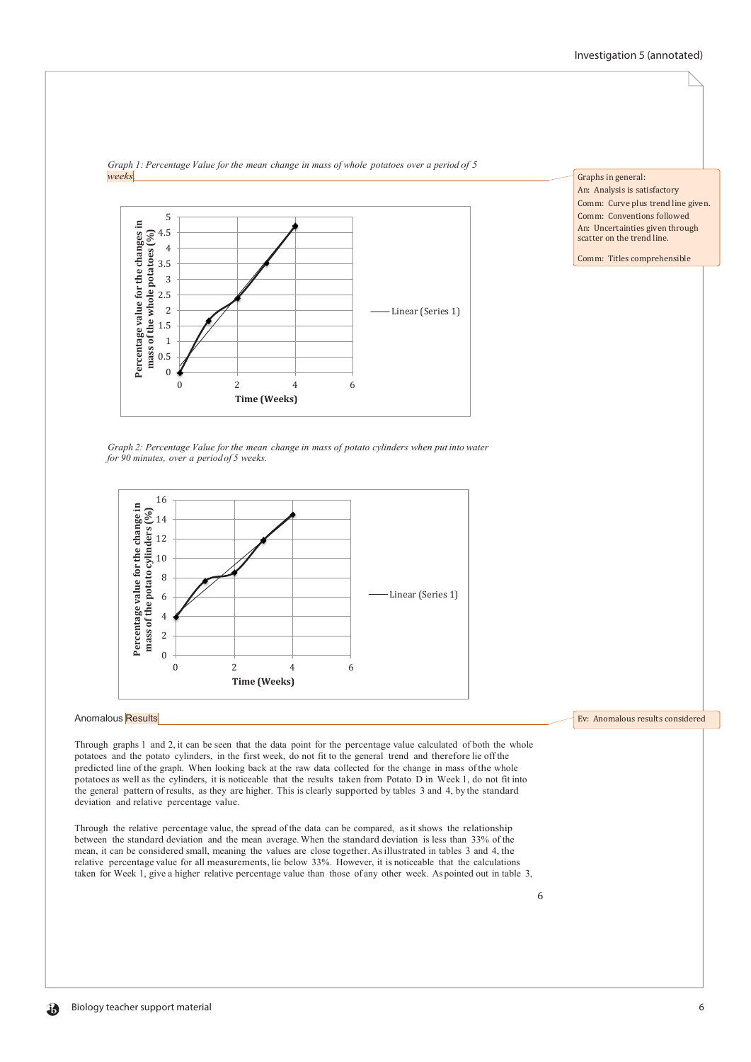*Graph 1: Percentage Value for the mean change in mass of whole potatoes over a period of 5 weeks*

> Graphs in general:
> An: Analysis is satisfactory
> Comm: Curve plus trend line given.
> Comm: Conventions followed
> An: Uncertainties given through scatter on the trend line.
>
> Comm: Titles comprehensible

*Graph 2: Percentage Value for the mean change in mass of potato cylinders when put into water for 90 minutes, over a period of 5 weeks.*

## Anomalous Results

> Ev: Anomalous results considered

Through graphs 1 and 2, it can be seen that the data point for the percentage value calculated of both the whole potatoes and the potato cylinders, in the first week, do not fit to the general trend and therefore lie off the predicted line of the graph. When looking back at the raw data collected for the change in mass of the whole potatoes as well as the cylinders, it is noticeable that the results taken from Potato D in Week 1, do not fit into the general pattern of results, as they are higher. This is clearly supported by tables 3 and 4, by the standard deviation and relative percentage value.

Through the relative percentage value, the spread of the data can be compared, as it shows the relationship between the standard deviation and the mean average. When the standard deviation is less than 33% of the mean, it can be considered small, meaning the values are close together. As illustrated in tables 3 and 4, the relative percentage value for all measurements, lie below 33%. However, it is noticeable that the calculations taken for Week 1, give a higher relative percentage value than those of any other week. As pointed out in table 3,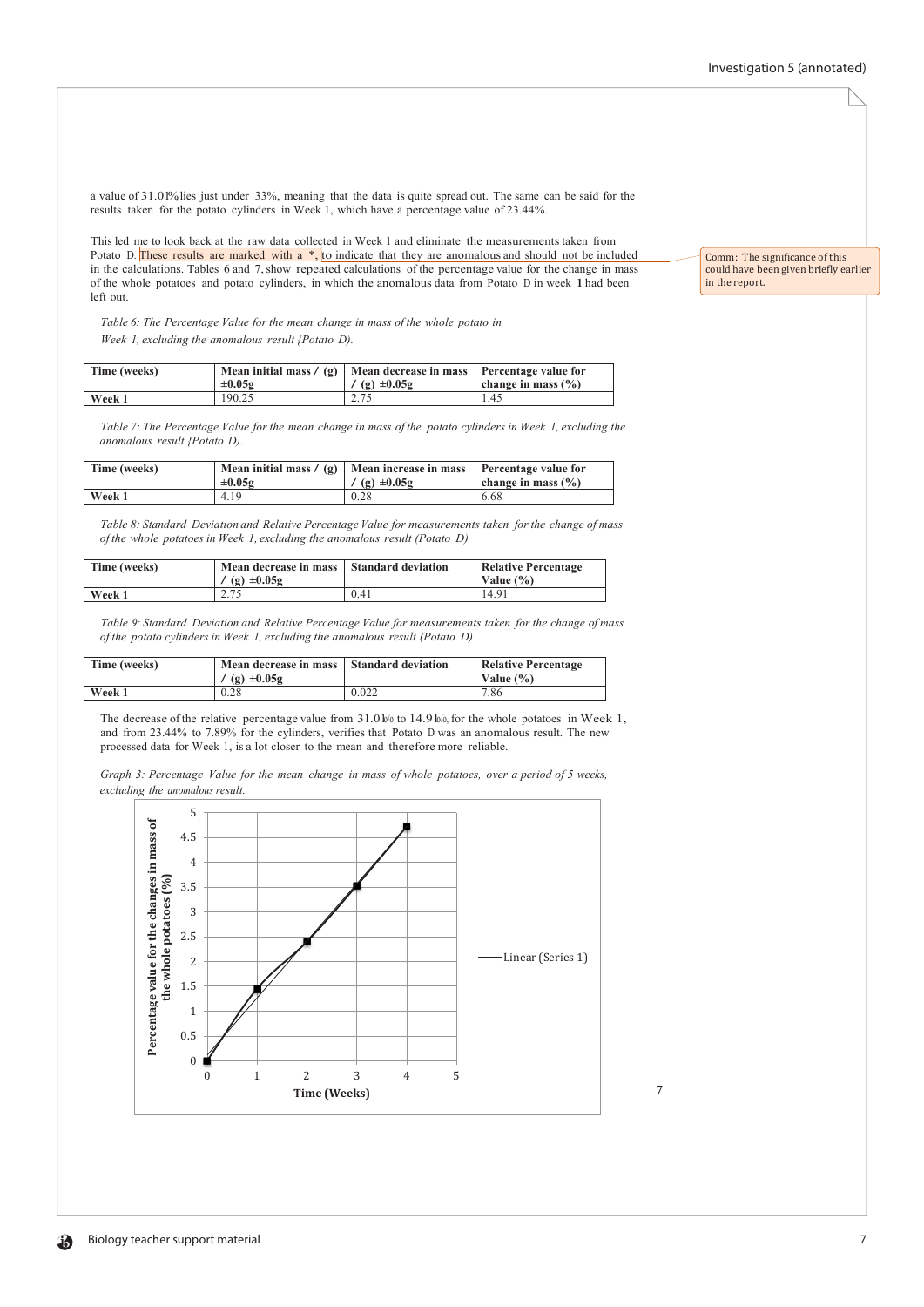a value of 31.01% lies just under 33%, meaning that the data is quite spread out. The same can be said for the results taken for the potato cylinders in Week 1, which have a percentage value of 23.44%.

This led me to look back at the raw data collected in Week 1 and eliminate the measurements taken from Potato D. These results are marked with a *, to indicate that they are anomalous and should not be included in the calculations. Tables 6 and 7, show repeated calculations of the percentage value for the change in mass of the whole potatoes and potato cylinders, in which the anomalous data from Potato D in week 1 had been left out.

Comm: The significance of this could have been given briefly earlier in the report.

*Table 6: The Percentage Value for the mean change in mass of the whole potato in Week 1, excluding the anomalous result (Potato D).*

| Time (weeks) | Mean initial mass / (g) ±0.05g | Mean decrease in mass / (g) ±0.05g | Percentage value for change in mass (%) |
|---|---|---|---|
| Week 1 | 190.25 | 2.75 | 1.45 |

*Table 7: The Percentage Value for the mean change in mass of the potato cylinders in Week 1, excluding the anomalous result (Potato D).*

| Time (weeks) | Mean initial mass / (g) ±0.05g | Mean increase in mass / (g) ±0.05g | Percentage value for change in mass (%) |
|---|---|---|---|
| Week 1 | 4.19 | 0.28 | 6.68 |

*Table 8: Standard Deviation and Relative Percentage Value for measurements taken for the change of mass of the whole potatoes in Week 1, excluding the anomalous result (Potato D)*

| Time (weeks) | Mean decrease in mass / (g) ±0.05g | Standard deviation | Relative Percentage Value (%) |
|---|---|---|---|
| Week 1 | 2.75 | 0.41 | 14.91 |

*Table 9: Standard Deviation and Relative Percentage Value for measurements taken for the change of mass of the potato cylinders in Week 1, excluding the anomalous result (Potato D)*

| Time (weeks) | Mean decrease in mass / (g) ±0.05g | Standard deviation | Relative Percentage Value (%) |
|---|---|---|---|
| Week 1 | 0.28 | 0.022 | 7.86 |

The decrease of the relative percentage value from 31.01% to 14.91%, for the whole potatoes in Week 1, and from 23.44% to 7.89% for the cylinders, verifies that Potato D was an anomalous result. The new processed data for Week 1, is a lot closer to the mean and therefore more reliable.

*Graph 3: Percentage Value for the mean change in mass of whole potatoes, over a period of 5 weeks, excluding the anomalous result.*

Percentage value for the changes in mass of the whole potatoes (%) vs Time (Weeks); Linear (Series 1)

| Time (Weeks) | Percentage value (%) |
|---|---|
| 0 | 0 |
| 1 | 1.45 |
| 2 | 2.4 |
| 3 | 3.53 |
| 4 | 4.72 |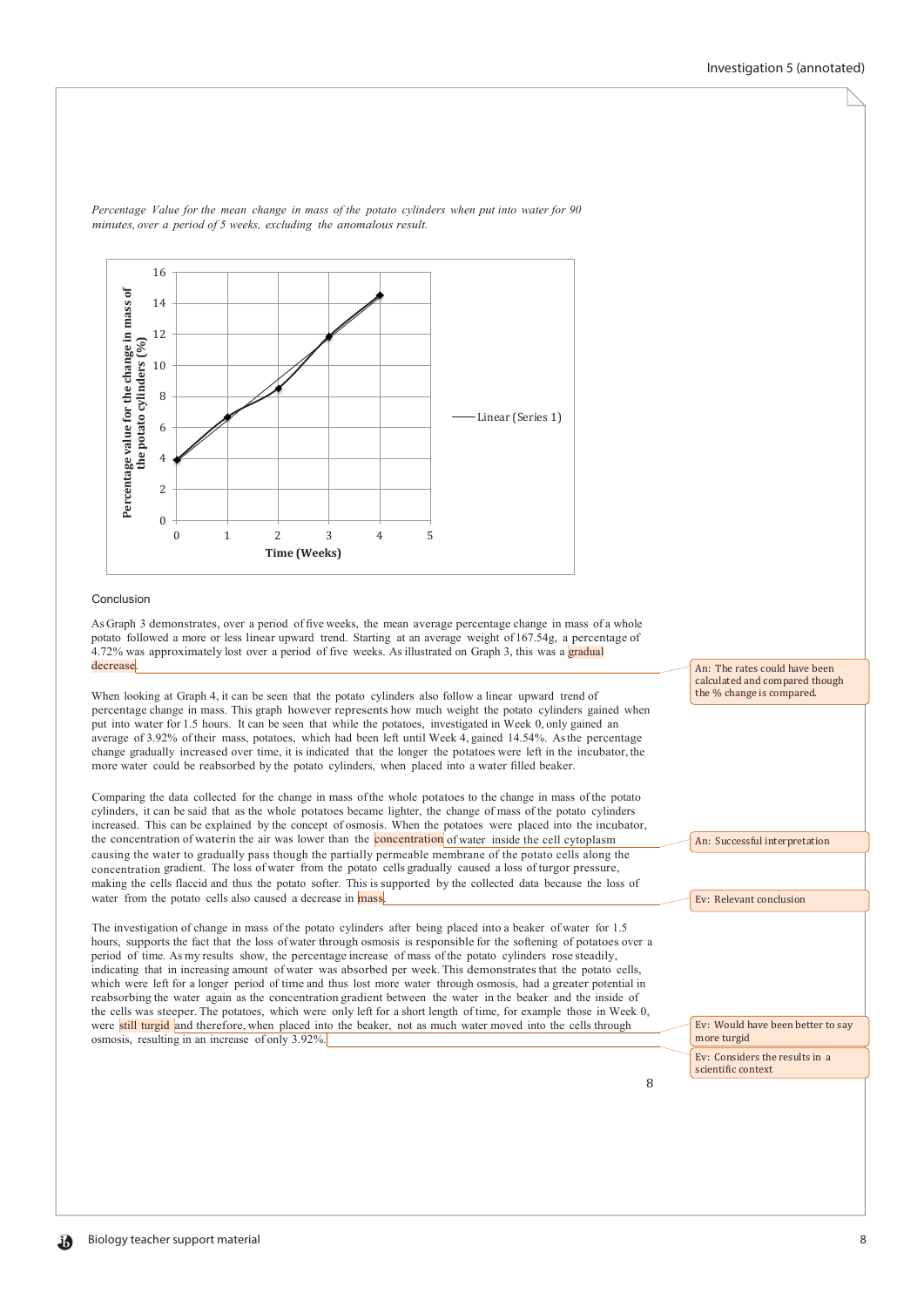*Percentage Value for the mean change in mass of the potato cylinders when put into water for 90 minutes, over a period of 5 weeks, excluding the anomalous result.*

Conclusion

As Graph 3 demonstrates, over a period of five weeks, the mean average percentage change in mass of a whole potato followed a more or less linear upward trend. Starting at an average weight of 167.54g, a percentage of 4.72% was approximately lost over a period of five weeks. As illustrated on Graph 3, this was a gradual decrease.

> An: The rates could have been calculated and compared though the % change is compared.

When looking at Graph 4, it can be seen that the potato cylinders also follow a linear upward trend of percentage change in mass. This graph however represents how much weight the potato cylinders gained when put into water for 1.5 hours. It can be seen that while the potatoes, investigated in Week 0, only gained an average of 3.92% of their mass, potatoes, which had been left until Week 4, gained 14.54%. As the percentage change gradually increased over time, it is indicated that the longer the potatoes were left in the incubator, the more water could be reabsorbed by the potato cylinders, when placed into a water filled beaker.

Comparing the data collected for the change in mass of the whole potatoes to the change in mass of the potato cylinders, it can be said that as the whole potatoes became lighter, the change of mass of the potato cylinders increased. This can be explained by the concept of osmosis. When the potatoes were placed into the incubator, the concentration of waterin the air was lower than the concentration of water inside the cell cytoplasm causing the water to gradually pass though the partially permeable membrane of the potato cells along the concentration gradient. The loss of water from the potato cells gradually caused a loss of turgor pressure, making the cells flaccid and thus the potato softer. This is supported by the collected data because the loss of water from the potato cells also caused a decrease in mass.

> An: Successful interpretation

> Ev: Relevant conclusion

The investigation of change in mass of the potato cylinders after being placed into a beaker of water for 1.5 hours, supports the fact that the loss of water through osmosis is responsible for the softening of potatoes over a period of time. As my results show, the percentage increase of mass of the potato cylinders rose steadily, indicating that in increasing amount of water was absorbed per week. This demonstrates that the potato cells, which were left for a longer period of time and thus lost more water through osmosis, had a greater potential in reabsorbing the water again as the concentration gradient between the water in the beaker and the inside of the cells was steeper. The potatoes, which were only left for a short length of time, for example those in Week 0, were still turgid and therefore, when placed into the beaker, not as much water moved into the cells through osmosis, resulting in an increase of only 3.92%.

> Ev: Would have been better to say more turgid

> Ev: Considers the results in a scientific context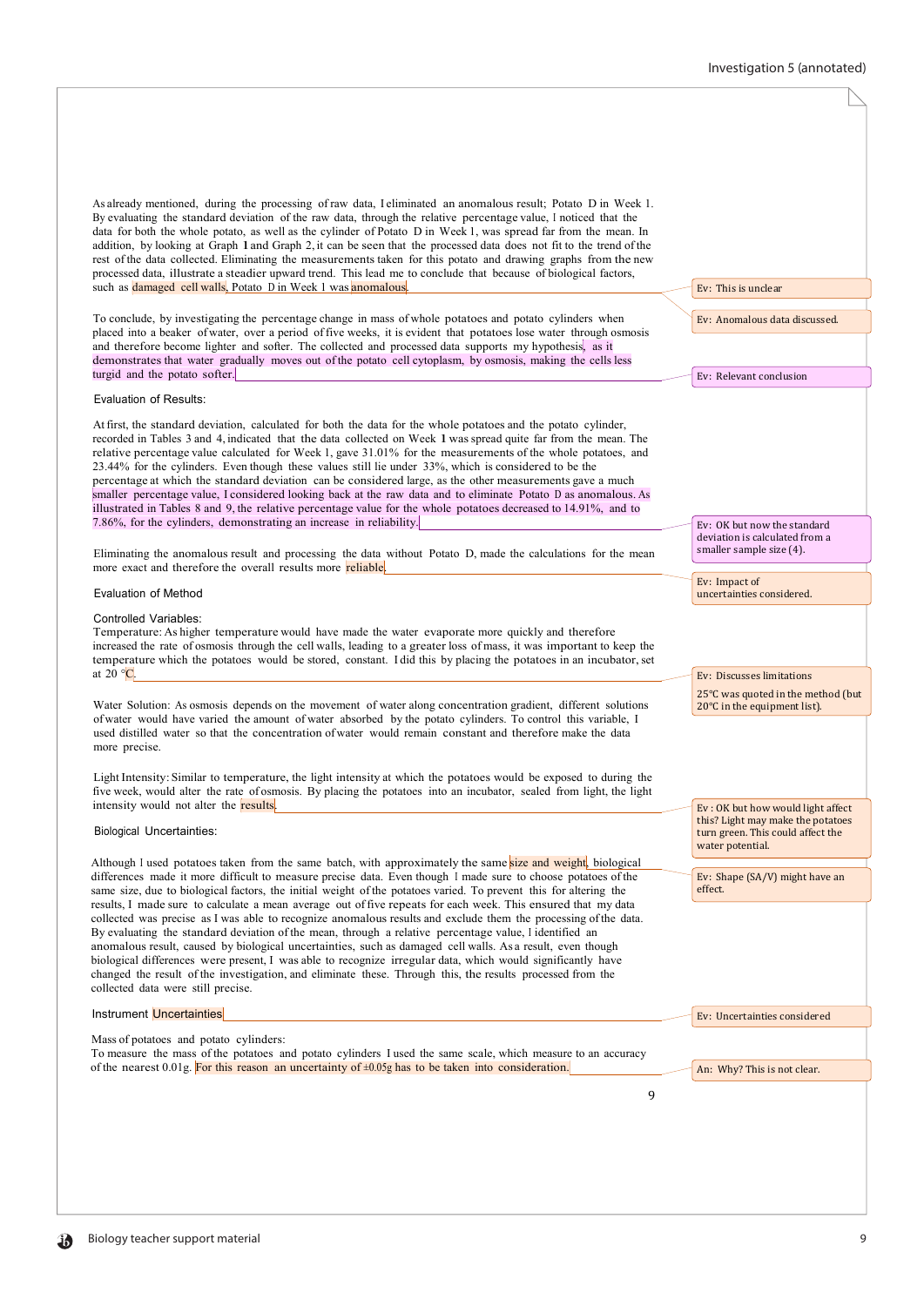As already mentioned, during the processing of raw data, I eliminated an anomalous result; Potato D in Week 1. By evaluating the standard deviation of the raw data, through the relative percentage value, I noticed that the data for both the whole potato, as well as the cylinder of Potato D in Week 1, was spread far from the mean. In addition, by looking at Graph 1 and Graph 2, it can be seen that the processed data does not fit to the trend of the rest of the data collected. Eliminating the measurements taken for this potato and drawing graphs from the new processed data, illustrate a steadier upward trend. This lead me to conclude that because of biological factors, such as damaged cell walls, Potato D in Week 1 was anomalous.

> Ev: This is unclear

> Ev: Anomalous data discussed.

To conclude, by investigating the percentage change in mass of whole potatoes and potato cylinders when placed into a beaker of water, over a period of five weeks, it is evident that potatoes lose water through osmosis and therefore become lighter and softer. The collected and processed data supports my hypothesis, as it demonstrates that water gradually moves out of the potato cell cytoplasm, by osmosis, making the cells less turgid and the potato softer.

> Ev: Relevant conclusion

### Evaluation of Results:

At first, the standard deviation, calculated for both the data for the whole potatoes and the potato cylinder, recorded in Tables 3 and 4, indicated that the data collected on Week 1 was spread quite far from the mean. The relative percentage value calculated for Week 1, gave 31.01% for the measurements of the whole potatoes, and 23.44% for the cylinders. Even though these values still lie under 33%, which is considered to be the percentage at which the standard deviation can be considered large, as the other measurements gave a much smaller percentage value, I considered looking back at the raw data and to eliminate Potato D as anomalous. As illustrated in Tables 8 and 9, the relative percentage value for the whole potatoes decreased to 14.91%, and to 7.86%, for the cylinders, demonstrating an increase in reliability.

> Ev: OK but now the standard deviation is calculated from a smaller sample size (4).

Eliminating the anomalous result and processing the data without Potato D, made the calculations for the mean more exact and therefore the overall results more reliable.

> Ev: Impact of uncertainties considered.

### Evaluation of Method

Controlled Variables:

Temperature: As higher temperature would have made the water evaporate more quickly and therefore increased the rate of osmosis through the cell walls, leading to a greater loss of mass, it was important to keep the temperature which the potatoes would be stored, constant. I did this by placing the potatoes in an incubator, set at 20 °C.

> Ev: Discusses limitations
>
> 25°C was quoted in the method (but 20°C in the equipment list).

Water Solution: As osmosis depends on the movement of water along concentration gradient, different solutions of water would have varied the amount of water absorbed by the potato cylinders. To control this variable, I used distilled water so that the concentration of water would remain constant and therefore make the data more precise.

Light Intensity: Similar to temperature, the light intensity at which the potatoes would be exposed to during the five week, would alter the rate of osmosis. By placing the potatoes into an incubator, sealed from light, the light intensity would not alter the results.

> Ev : OK but how would light affect this? Light may make the potatoes turn green. This could affect the water potential.

### Biological Uncertainties:

Although I used potatoes taken from the same batch, with approximately the same size and weight, biological differences made it more difficult to measure precise data. Even though I made sure to choose potatoes of the same size, due to biological factors, the initial weight of the potatoes varied. To prevent this for altering the results, I made sure to calculate a mean average out of five repeats for each week. This ensured that my data collected was precise as I was able to recognize anomalous results and exclude them the processing of the data. By evaluating the standard deviation of the mean, through a relative percentage value, I identified an anomalous result, caused by biological uncertainties, such as damaged cell walls. As a result, even though biological differences were present, I was able to recognize irregular data, which would significantly have changed the result of the investigation, and eliminate these. Through this, the results processed from the collected data were still precise.

> Ev: Shape (SA/V) might have an effect.

### Instrument Uncertainties

> Ev: Uncertainties considered

Mass of potatoes and potato cylinders:

To measure the mass of the potatoes and potato cylinders I used the same scale, which measure to an accuracy of the nearest 0.01g. For this reason an uncertainty of ±0.05g has to be taken into consideration.

> An: Why? This is not clear.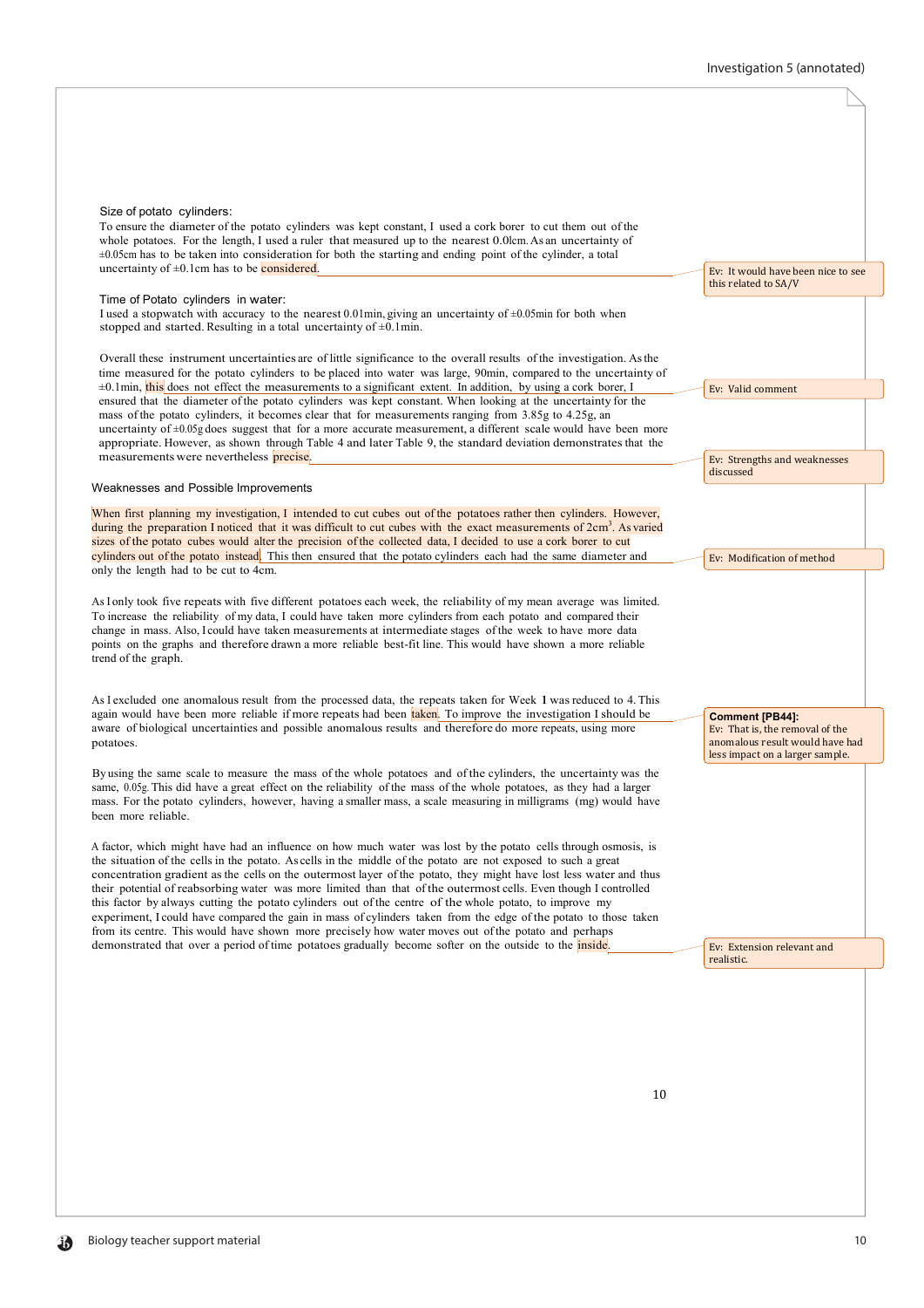### Size of potato cylinders:

To ensure the diameter of the potato cylinders was kept constant, I used a cork borer to cut them out of the whole potatoes. For the length, I used a ruler that measured up to the nearest 0.0lcm. As an uncertainty of ±0.05cm has to be taken into consideration for both the starting and ending point of the cylinder, a total uncertainty of ±0.1cm has to be considered.

> Ev: It would have been nice to see this related to SA/V

### Time of Potato cylinders in water:

I used a stopwatch with accuracy to the nearest 0.01min, giving an uncertainty of ±0.05min for both when stopped and started. Resulting in a total uncertainty of ±0.1min.

Overall these instrument uncertainties are of little significance to the overall results of the investigation. As the time measured for the potato cylinders to be placed into water was large, 90min, compared to the uncertainty of ±0.1min, this does not effect the measurements to a significant extent. In addition, by using a cork borer, I ensured that the diameter of the potato cylinders was kept constant. When looking at the uncertainty for the mass of the potato cylinders, it becomes clear that for measurements ranging from 3.85g to 4.25g, an uncertainty of ±0.05g does suggest that for a more accurate measurement, a different scale would have been more appropriate. However, as shown through Table 4 and later Table 9, the standard deviation demonstrates that the measurements were nevertheless precise.

> Ev: Valid comment

> Ev: Strengths and weaknesses discussed

### Weaknesses and Possible Improvements

When first planning my investigation, I intended to cut cubes out of the potatoes rather then cylinders. However, during the preparation I noticed that it was difficult to cut cubes with the exact measurements of 2cm³. As varied sizes of the potato cubes would alter the precision of the collected data, I decided to use a cork borer to cut cylinders out of the potato instead. This then ensured that the potato cylinders each had the same diameter and only the length had to be cut to 4cm.

> Ev: Modification of method

As I only took five repeats with five different potatoes each week, the reliability of my mean average was limited. To increase the reliability of my data, I could have taken more cylinders from each potato and compared their change in mass. Also, I could have taken measurements at intermediate stages of the week to have more data points on the graphs and therefore drawn a more reliable best-fit line. This would have shown a more reliable trend of the graph.

As I excluded one anomalous result from the processed data, the repeats taken for Week 1 was reduced to 4. This again would have been more reliable if more repeats had been taken. To improve the investigation I should be aware of biological uncertainties and possible anomalous results and therefore do more repeats, using more potatoes.

> **Comment [PB44]:** Ev: That is, the removal of the anomalous result would have had less impact on a larger sample.

By using the same scale to measure the mass of the whole potatoes and of the cylinders, the uncertainty was the same, 0.05g. This did have a great effect on the reliability of the mass of the whole potatoes, as they had a larger mass. For the potato cylinders, however, having a smaller mass, a scale measuring in milligrams (mg) would have been more reliable.

A factor, which might have had an influence on how much water was lost by the potato cells through osmosis, is the situation of the cells in the potato. As cells in the middle of the potato are not exposed to such a great concentration gradient as the cells on the outermost layer of the potato, they might have lost less water and thus their potential of reabsorbing water was more limited than that of the outermost cells. Even though I controlled this factor by always cutting the potato cylinders out of the centre of the whole potato, to improve my experiment, I could have compared the gain in mass of cylinders taken from the edge of the potato to those taken from its centre. This would have shown more precisely how water moves out of the potato and perhaps demonstrated that over a period of time potatoes gradually become softer on the outside to the inside.

> Ev: Extension relevant and realistic.